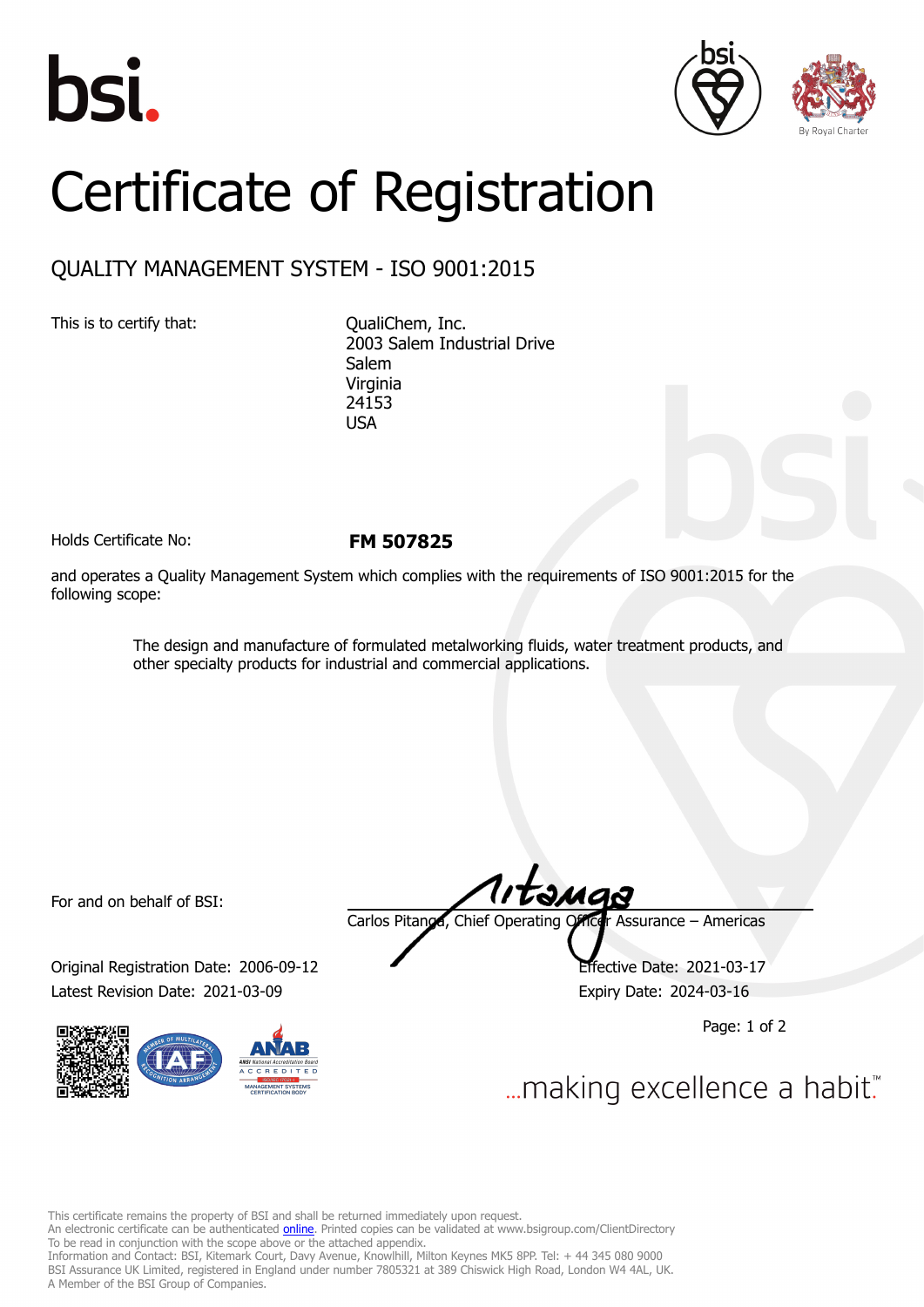# Certificate of Registration

## QUALITY MANAGEMENT SYSTEM - ISO 9001:2015

This is to certify that:

QualiChem, Inc.
2003 Salem Industrial Drive
Salem
Virginia
24153
USA

Holds Certificate No: **FM 507825**

and operates a Quality Management System which complies with the requirements of ISO 9001:2015 for the following scope:

> The design and manufacture of formulated metalworking fluids, water treatment products, and other specialty products for industrial and commercial applications.

For and on behalf of BSI:

Carlos Pitanga, Chief Operating Officer Assurance – Americas

Original Registration Date: 2006-09-12

Latest Revision Date: 2021-03-09

Effective Date: 2021-03-17

Expiry Date: 2024-03-16

...making excellence a habit.™

This certificate remains the property of BSI and shall be returned immediately upon request.
An electronic certificate can be authenticated online. Printed copies can be validated at www.bsigroup.com/ClientDirectory
To be read in conjunction with the scope above or the attached appendix.
Information and Contact: BSI, Kitemark Court, Davy Avenue, Knowlhill, Milton Keynes MK5 8PP. Tel: + 44 345 080 9000
BSI Assurance UK Limited, registered in England under number 7805321 at 389 Chiswick High Road, London W4 4AL, UK.
A Member of the BSI Group of Companies.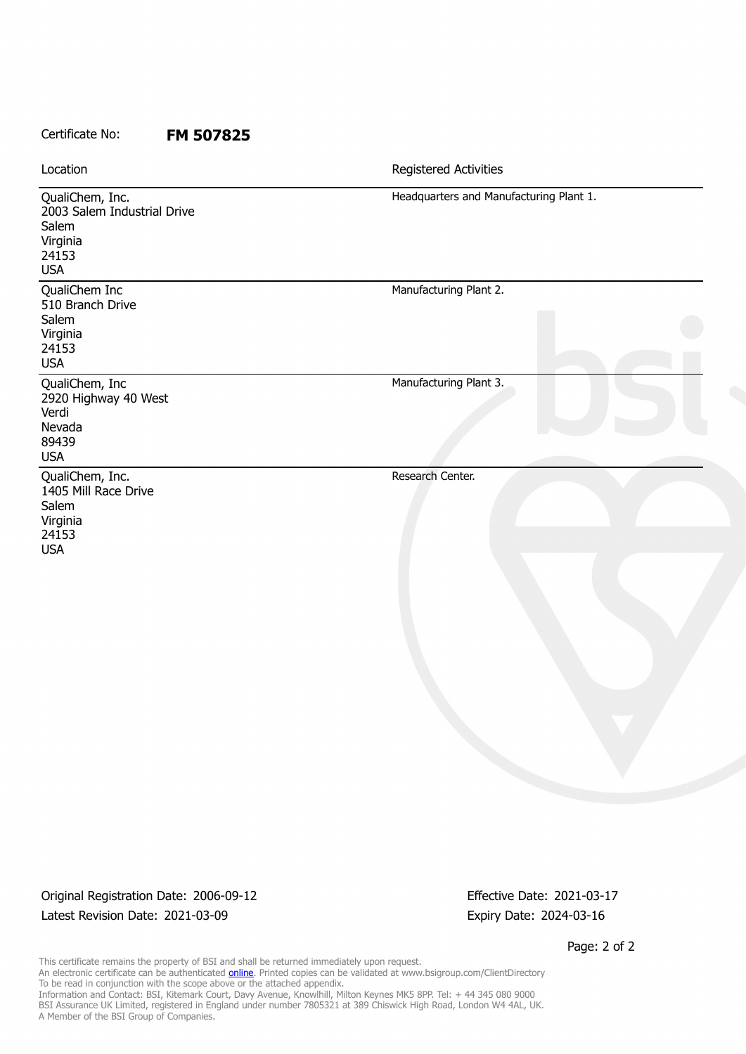Certificate No: **FM 507825**

| Location | Registered Activities |
| --- | --- |
| QualiChem, Inc.<br>2003 Salem Industrial Drive<br>Salem<br>Virginia<br>24153<br>USA | Headquarters and Manufacturing Plant 1. |
| QualiChem Inc<br>510 Branch Drive<br>Salem<br>Virginia<br>24153<br>USA | Manufacturing Plant 2. |
| QualiChem, Inc<br>2920 Highway 40 West<br>Verdi<br>Nevada<br>89439<br>USA | Manufacturing Plant 3. |
| QualiChem, Inc.<br>1405 Mill Race Drive<br>Salem<br>Virginia<br>24153<br>USA | Research Center. |

Original Registration Date: 2006-09-12

Latest Revision Date: 2021-03-09

Effective Date: 2021-03-17

Expiry Date: 2024-03-16

This certificate remains the property of BSI and shall be returned immediately upon request.
An electronic certificate can be authenticated online. Printed copies can be validated at www.bsigroup.com/ClientDirectory
To be read in conjunction with the scope above or the attached appendix.
Information and Contact: BSI, Kitemark Court, Davy Avenue, Knowlhill, Milton Keynes MK5 8PP. Tel: + 44 345 080 9000
BSI Assurance UK Limited, registered in England under number 7805321 at 389 Chiswick High Road, London W4 4AL, UK.
A Member of the BSI Group of Companies.